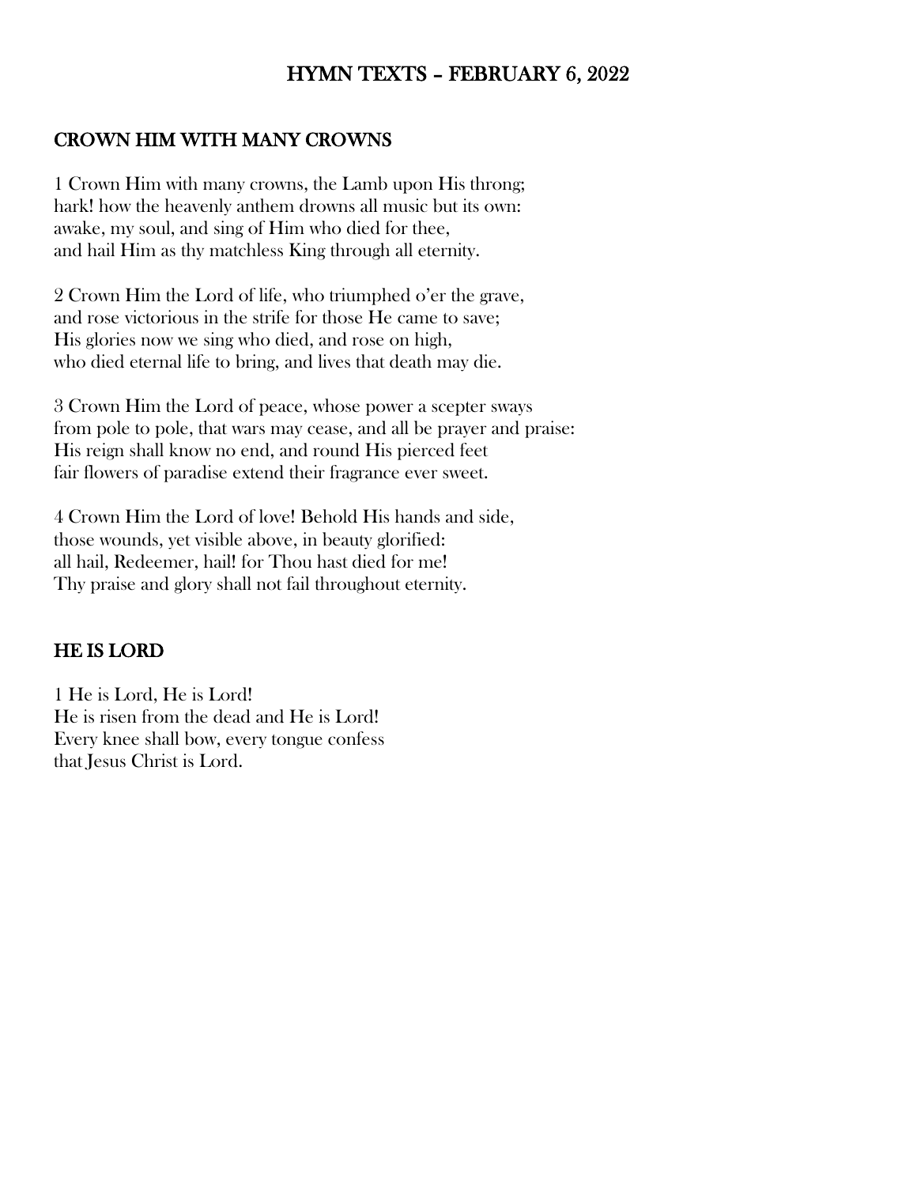# HYMN TEXTS – FEBRUARY 6, 2022

## CROWN HIM WITH MANY CROWNS

1 Crown Him with many crowns, the Lamb upon His throng;
hark! how the heavenly anthem drowns all music but its own:
awake, my soul, and sing of Him who died for thee,
and hail Him as thy matchless King through all eternity.

2 Crown Him the Lord of life, who triumphed o'er the grave,
and rose victorious in the strife for those He came to save;
His glories now we sing who died, and rose on high,
who died eternal life to bring, and lives that death may die.

3 Crown Him the Lord of peace, whose power a scepter sways
from pole to pole, that wars may cease, and all be prayer and praise:
His reign shall know no end, and round His pierced feet
fair flowers of paradise extend their fragrance ever sweet.

4 Crown Him the Lord of love! Behold His hands and side,
those wounds, yet visible above, in beauty glorified:
all hail, Redeemer, hail! for Thou hast died for me!
Thy praise and glory shall not fail throughout eternity.

## HE IS LORD

1 He is Lord, He is Lord!
He is risen from the dead and He is Lord!
Every knee shall bow, every tongue confess
that Jesus Christ is Lord.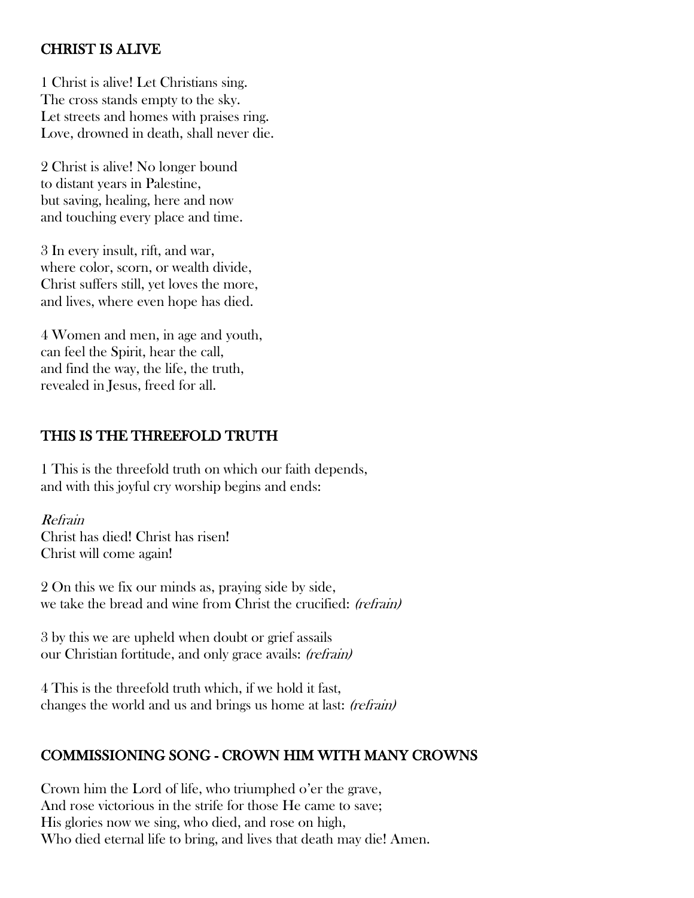## CHRIST IS ALIVE

1 Christ is alive! Let Christians sing.
The cross stands empty to the sky.
Let streets and homes with praises ring.
Love, drowned in death, shall never die.

2 Christ is alive! No longer bound
to distant years in Palestine,
but saving, healing, here and now
and touching every place and time.

3 In every insult, rift, and war,
where color, scorn, or wealth divide,
Christ suffers still, yet loves the more,
and lives, where even hope has died.

4 Women and men, in age and youth,
can feel the Spirit, hear the call,
and find the way, the life, the truth,
revealed in Jesus, freed for all.

## THIS IS THE THREEFOLD TRUTH

1 This is the threefold truth on which our faith depends,
and with this joyful cry worship begins and ends:

*Refrain*
Christ has died! Christ has risen!
Christ will come again!

2 On this we fix our minds as, praying side by side,
we take the bread and wine from Christ the crucified: *(refrain)*

3 by this we are upheld when doubt or grief assails
our Christian fortitude, and only grace avails: *(refrain)*

4 This is the threefold truth which, if we hold it fast,
changes the world and us and brings us home at last: *(refrain)*

## COMMISSIONING SONG - CROWN HIM WITH MANY CROWNS

Crown him the Lord of life, who triumphed o'er the grave,
And rose victorious in the strife for those He came to save;
His glories now we sing, who died, and rose on high,
Who died eternal life to bring, and lives that death may die! Amen.